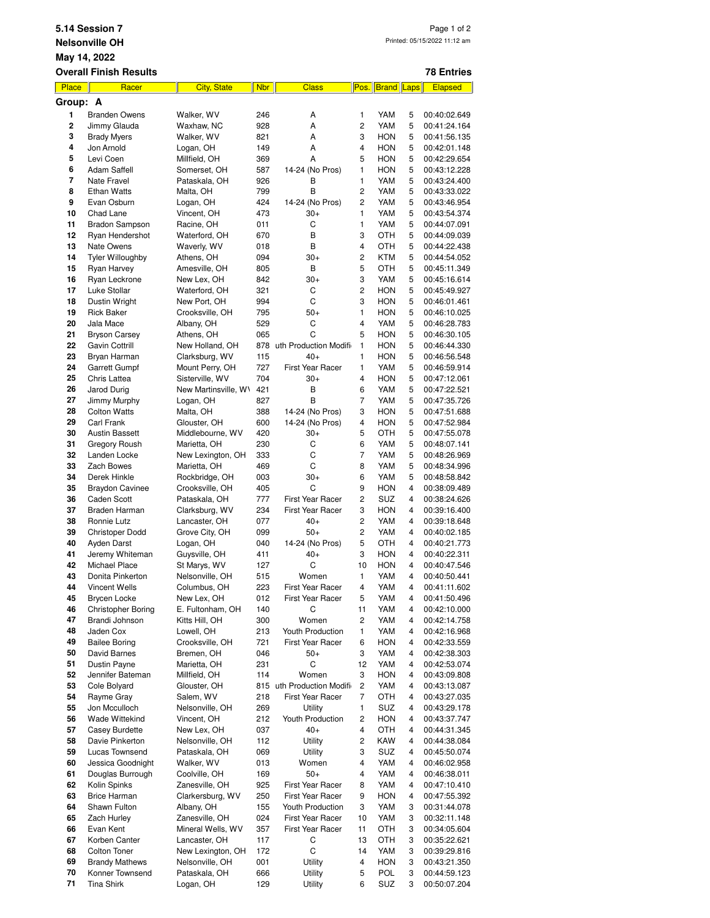**5.14 Session 7**

**Nelsonville OH**

**May 14, 2022**

**Overall Finish Results** **78 Entries**

Printed: 05/15/2022 11:12 am

**Group: A**

| Place | Racer | City, State | Nbr | Class | Pos. | Brand | Laps | Elapsed |
|---|---|---|---|---|---|---|---|---|
| 1 | Branden Owens | Walker, WV | 246 | A | 1 | YAM | 5 | 00:40:02.649 |
| 2 | Jimmy Glauda | Waxhaw, NC | 928 | A | 2 | YAM | 5 | 00:41:24.164 |
| 3 | Brady Myers | Walker, WV | 821 | A | 3 | HON | 5 | 00:41:56.135 |
| 4 | Jon Arnold | Logan, OH | 149 | A | 4 | HON | 5 | 00:42:01.148 |
| 5 | Levi Coen | Millfield, OH | 369 | A | 5 | HON | 5 | 00:42:29.654 |
| 6 | Adam Saffell | Somerset, OH | 587 | 14-24 (No Pros) | 1 | HON | 5 | 00:43:12.228 |
| 7 | Nate Fravel | Pataskala, OH | 926 | B | 1 | YAM | 5 | 00:43:24.400 |
| 8 | Ethan Watts | Malta, OH | 799 | B | 2 | YAM | 5 | 00:43:33.022 |
| 9 | Evan Osburn | Logan, OH | 424 | 14-24 (No Pros) | 2 | YAM | 5 | 00:43:46.954 |
| 10 | Chad Lane | Vincent, OH | 473 | 30+ | 1 | YAM | 5 | 00:43:54.374 |
| 11 | Bradon Sampson | Racine, OH | 011 | C | 1 | YAM | 5 | 00:44:07.091 |
| 12 | Ryan Hendershot | Waterford, OH | 670 | B | 3 | OTH | 5 | 00:44:09.039 |
| 13 | Nate Owens | Waverly, WV | 018 | B | 4 | OTH | 5 | 00:44:22.438 |
| 14 | Tyler Willoughby | Athens, OH | 094 | 30+ | 2 | KTM | 5 | 00:44:54.052 |
| 15 | Ryan Harvey | Amesville, OH | 805 | B | 5 | OTH | 5 | 00:45:11.349 |
| 16 | Ryan Leckrone | New Lex, OH | 842 | 30+ | 3 | YAM | 5 | 00:45:16.614 |
| 17 | Luke Stollar | Waterford, OH | 321 | C | 2 | HON | 5 | 00:45:49.927 |
| 18 | Dustin Wright | New Port, OH | 994 | C | 3 | HON | 5 | 00:46:01.461 |
| 19 | Rick Baker | Crooksville, OH | 795 | 50+ | 1 | HON | 5 | 00:46:10.025 |
| 20 | Jala Mace | Albany, OH | 529 | C | 4 | YAM | 5 | 00:46:28.783 |
| 21 | Bryson Carsey | Athens, OH | 065 | C | 5 | HON | 5 | 00:46:30.105 |
| 22 | Gavin Cottrill | New Holland, OH | 878 | uth Production Modifi | 1 | HON | 5 | 00:46:44.330 |
| 23 | Bryan Harman | Clarksburg, WV | 115 | 40+ | 1 | HON | 5 | 00:46:56.548 |
| 24 | Garrett Gumpf | Mount Perry, OH | 727 | First Year Racer | 1 | YAM | 5 | 00:46:59.914 |
| 25 | Chris Lattea | Sisterville, WV | 704 | 30+ | 4 | HON | 5 | 00:47:12.061 |
| 26 | Jarod Durig | New Martinsville, WV | 421 | B | 6 | YAM | 5 | 00:47:22.521 |
| 27 | Jimmy Murphy | Logan, OH | 827 | B | 7 | YAM | 5 | 00:47:35.726 |
| 28 | Colton Watts | Malta, OH | 388 | 14-24 (No Pros) | 3 | HON | 5 | 00:47:51.688 |
| 29 | Carl Frank | Glouster, OH | 600 | 14-24 (No Pros) | 4 | HON | 5 | 00:47:52.984 |
| 30 | Austin Bassett | Middlebourne, WV | 420 | 30+ | 5 | OTH | 5 | 00:47:55.078 |
| 31 | Gregory Roush | Marietta, OH | 230 | C | 6 | YAM | 5 | 00:48:07.141 |
| 32 | Landen Locke | New Lexington, OH | 333 | C | 7 | YAM | 5 | 00:48:26.969 |
| 33 | Zach Bowes | Marietta, OH | 469 | C | 8 | YAM | 5 | 00:48:34.996 |
| 34 | Derek Hinkle | Rockbridge, OH | 003 | 30+ | 6 | YAM | 5 | 00:48:58.842 |
| 35 | Braydon Cavinee | Crooksville, OH | 405 | C | 9 | HON | 4 | 00:38:09.489 |
| 36 | Caden Scott | Pataskala, OH | 777 | First Year Racer | 2 | SUZ | 4 | 00:38:24.626 |
| 37 | Braden Harman | Clarksburg, WV | 234 | First Year Racer | 3 | HON | 4 | 00:39:16.400 |
| 38 | Ronnie Lutz | Lancaster, OH | 077 | 40+ | 2 | YAM | 4 | 00:39:18.648 |
| 39 | Christoper Dodd | Grove City, OH | 099 | 50+ | 2 | YAM | 4 | 00:40:02.185 |
| 40 | Ayden Darst | Logan, OH | 040 | 14-24 (No Pros) | 5 | OTH | 4 | 00:40:21.773 |
| 41 | Jeremy Whiteman | Guysville, OH | 411 | 40+ | 3 | HON | 4 | 00:40:22.311 |
| 42 | Michael Place | St Marys, WV | 127 | C | 10 | HON | 4 | 00:40:47.546 |
| 43 | Donita Pinkerton | Nelsonville, OH | 515 | Women | 1 | YAM | 4 | 00:40:50.441 |
| 44 | Vincent Wells | Columbus, OH | 223 | First Year Racer | 4 | YAM | 4 | 00:41:11.602 |
| 45 | Brycen Locke | New Lex, OH | 012 | First Year Racer | 5 | YAM | 4 | 00:41:50.496 |
| 46 | Christopher Boring | E. Fultonham, OH | 140 | C | 11 | YAM | 4 | 00:42:10.000 |
| 47 | Brandi Johnson | Kitts Hill, OH | 300 | Women | 2 | YAM | 4 | 00:42:14.758 |
| 48 | Jaden Cox | Lowell, OH | 213 | Youth Production | 1 | YAM | 4 | 00:42:16.968 |
| 49 | Bailee Boring | Crooksville, OH | 721 | First Year Racer | 6 | HON | 4 | 00:42:33.559 |
| 50 | David Barnes | Bremen, OH | 046 | 50+ | 3 | YAM | 4 | 00:42:38.303 |
| 51 | Dustin Payne | Marietta, OH | 231 | C | 12 | YAM | 4 | 00:42:53.074 |
| 52 | Jennifer Bateman | Millfield, OH | 114 | Women | 3 | HON | 4 | 00:43:09.808 |
| 53 | Cole Bolyard | Glouster, OH | 815 | uth Production Modifi | 2 | YAM | 4 | 00:43:13.087 |
| 54 | Rayme Gray | Salem, WV | 218 | First Year Racer | 7 | OTH | 4 | 00:43:27.035 |
| 55 | Jon Mcculloch | Nelsonville, OH | 269 | Utility | 1 | SUZ | 4 | 00:43:29.178 |
| 56 | Wade Wittekind | Vincent, OH | 212 | Youth Production | 2 | HON | 4 | 00:43:37.747 |
| 57 | Casey Burdette | New Lex, OH | 037 | 40+ | 4 | OTH | 4 | 00:44:31.345 |
| 58 | Davie Pinkerton | Nelsonville, OH | 112 | Utility | 2 | KAW | 4 | 00:44:38.084 |
| 59 | Lucas Townsend | Pataskala, OH | 069 | Utility | 3 | SUZ | 4 | 00:45:50.074 |
| 60 | Jessica Goodnight | Walker, WV | 013 | Women | 4 | YAM | 4 | 00:46:02.958 |
| 61 | Douglas Burrough | Coolville, OH | 169 | 50+ | 4 | YAM | 4 | 00:46:38.011 |
| 62 | Kolin Spinks | Zanesville, OH | 925 | First Year Racer | 8 | YAM | 4 | 00:47:10.410 |
| 63 | Brice Harman | Clarkersburg, WV | 250 | First Year Racer | 9 | HON | 4 | 00:47:55.392 |
| 64 | Shawn Fulton | Albany, OH | 155 | Youth Production | 3 | YAM | 3 | 00:31:44.078 |
| 65 | Zach Hurley | Zanesville, OH | 024 | First Year Racer | 10 | YAM | 3 | 00:32:11.148 |
| 66 | Evan Kent | Mineral Wells, WV | 357 | First Year Racer | 11 | OTH | 3 | 00:34:05.604 |
| 67 | Korben Canter | Lancaster, OH | 117 | C | 13 | OTH | 3 | 00:35:22.621 |
| 68 | Colton Toner | New Lexington, OH | 172 | C | 14 | YAM | 3 | 00:39:29.816 |
| 69 | Brandy Mathews | Nelsonville, OH | 001 | Utility | 4 | HON | 3 | 00:43:21.350 |
| 70 | Konner Townsend | Pataskala, OH | 666 | Utility | 5 | POL | 3 | 00:44:59.123 |
| 71 | Tina Shirk | Logan, OH | 129 | Utility | 6 | SUZ | 3 | 00:50:07.204 |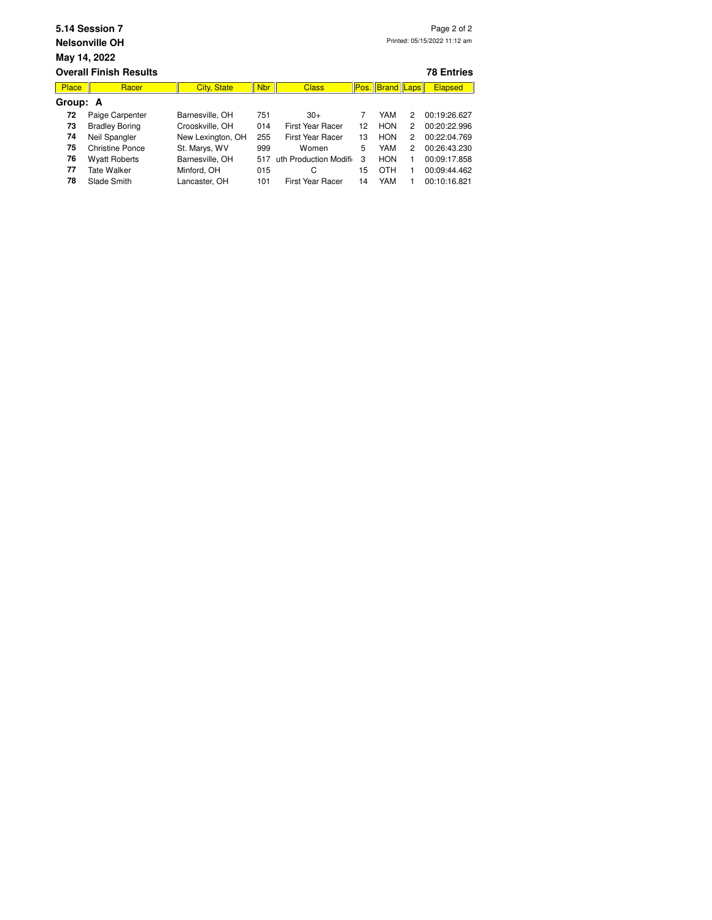**5.14 Session 7**

**Nelsonville OH**

**May 14, 2022**

**Overall Finish Results** — **78 Entries**

| Place | Racer | City, State | Nbr | Class | Pos. | Brand | Laps | Elapsed |
|---|---|---|---|---|---|---|---|---|
| **Group: A** | | | | | | | | |
| **72** | Paige Carpenter | Barnesville, OH | 751 | 30+ | 7 | YAM | 2 | 00:19:26.627 |
| **73** | Bradley Boring | Crooskville, OH | 014 | First Year Racer | 12 | HON | 2 | 00:20:22.996 |
| **74** | Neil Spangler | New Lexington, OH | 255 | First Year Racer | 13 | HON | 2 | 00:22:04.769 |
| **75** | Christine Ponce | St. Marys, WV | 999 | Women | 5 | YAM | 2 | 00:26:43.230 |
| **76** | Wyatt Roberts | Barnesville, OH | 517 | uth Production Modifi | 3 | HON | 1 | 00:09:17.858 |
| **77** | Tate Walker | Minford, OH | 015 | C | 15 | OTH | 1 | 00:09:44.462 |
| **78** | Slade Smith | Lancaster, OH | 101 | First Year Racer | 14 | YAM | 1 | 00:10:16.821 |